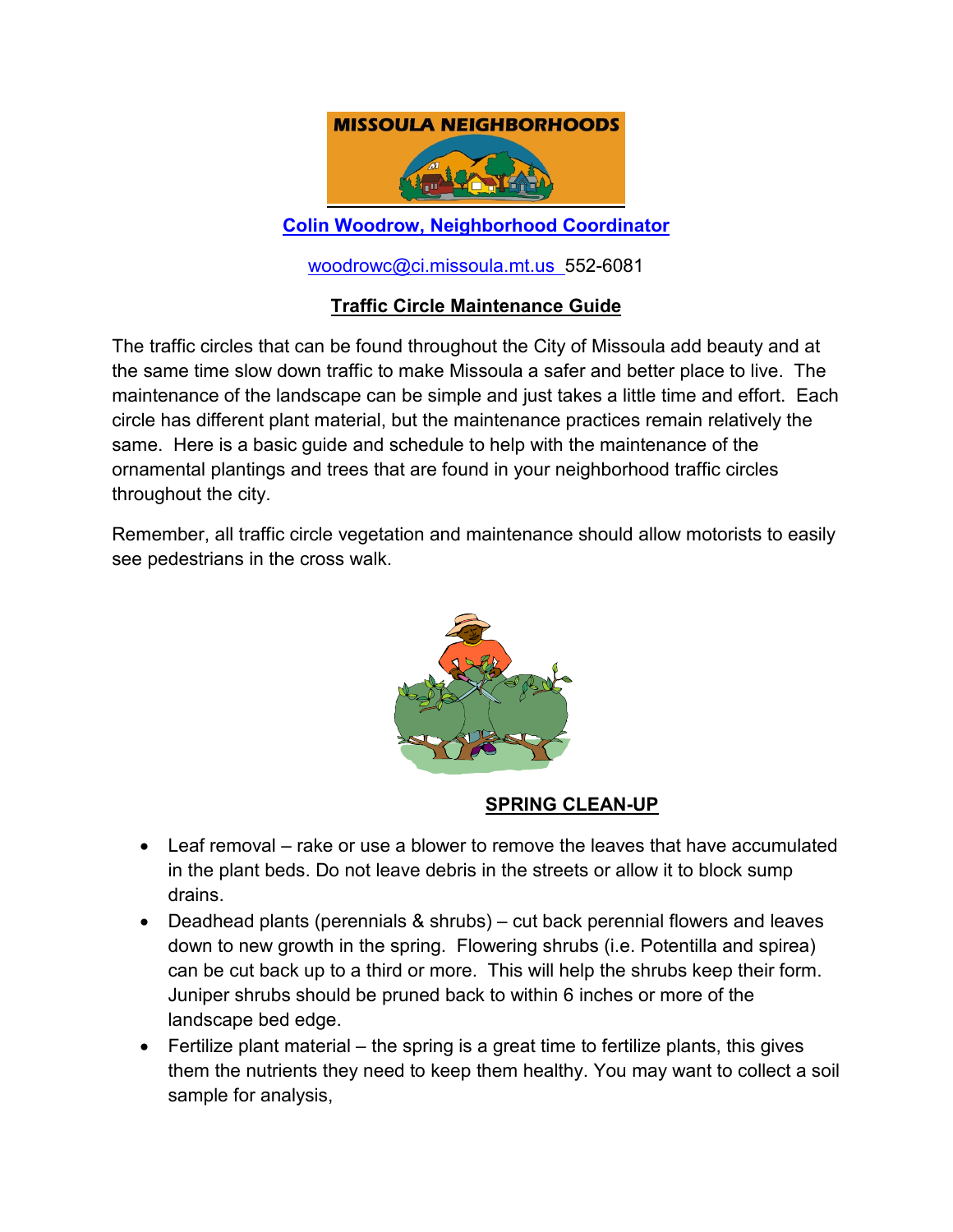**Colin Woodrow, Neighborhood Coordinator**

woodrowc@ci.missoula.mt.us 552-6081

## Traffic Circle Maintenance Guide

The traffic circles that can be found throughout the City of Missoula add beauty and at the same time slow down traffic to make Missoula a safer and better place to live. The maintenance of the landscape can be simple and just takes a little time and effort. Each circle has different plant material, but the maintenance practices remain relatively the same. Here is a basic guide and schedule to help with the maintenance of the ornamental plantings and trees that are found in your neighborhood traffic circles throughout the city.

Remember, all traffic circle vegetation and maintenance should allow motorists to easily see pedestrians in the cross walk.

### SPRING CLEAN-UP

- Leaf removal – rake or use a blower to remove the leaves that have accumulated in the plant beds. Do not leave debris in the streets or allow it to block sump drains.
- Deadhead plants (perennials & shrubs) – cut back perennial flowers and leaves down to new growth in the spring. Flowering shrubs (i.e. Potentilla and spirea) can be cut back up to a third or more. This will help the shrubs keep their form. Juniper shrubs should be pruned back to within 6 inches or more of the landscape bed edge.
- Fertilize plant material – the spring is a great time to fertilize plants, this gives them the nutrients they need to keep them healthy. You may want to collect a soil sample for analysis,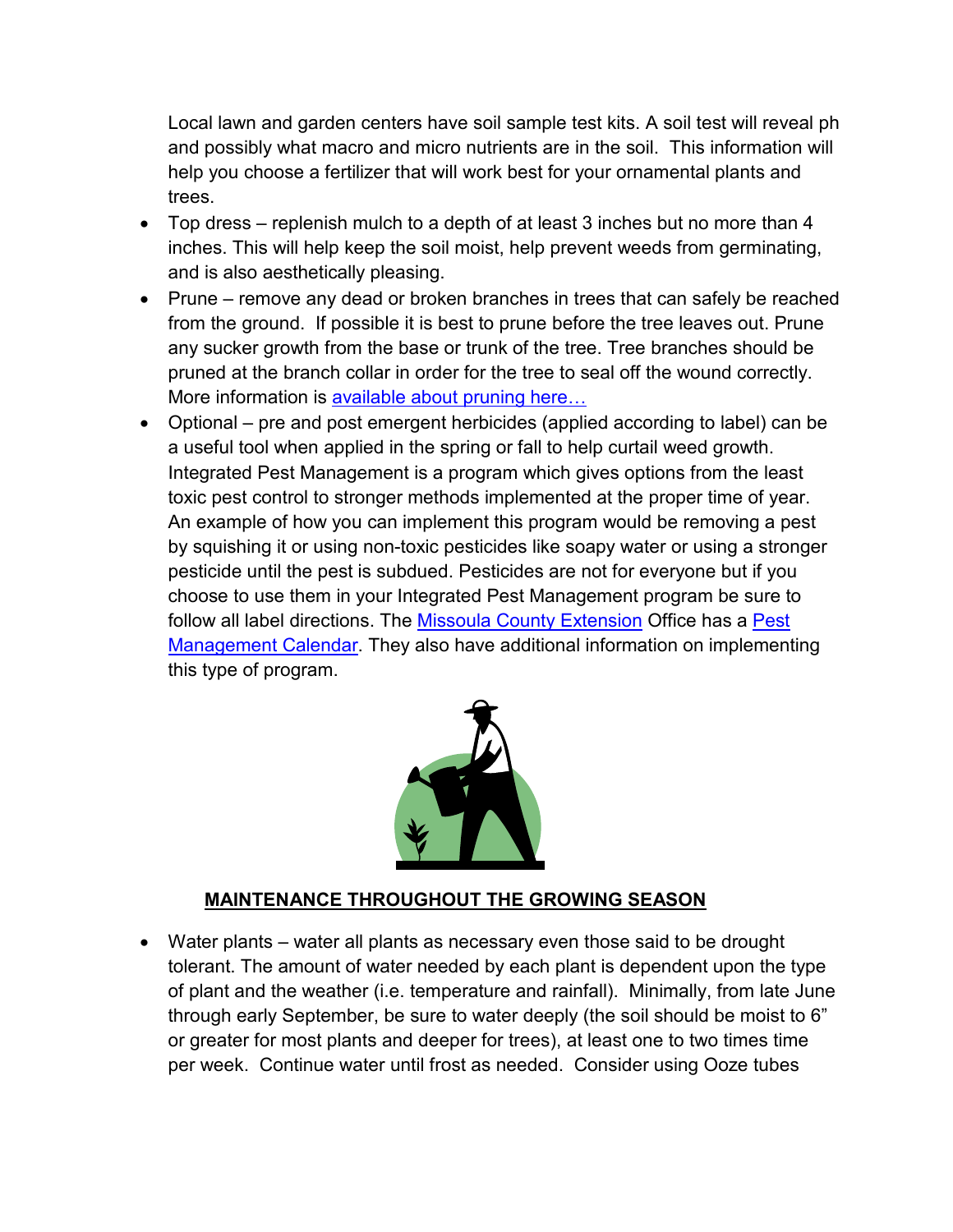Local lawn and garden centers have soil sample test kits. A soil test will reveal ph and possibly what macro and micro nutrients are in the soil. This information will help you choose a fertilizer that will work best for your ornamental plants and trees.

- Top dress – replenish mulch to a depth of at least 3 inches but no more than 4 inches. This will help keep the soil moist, help prevent weeds from germinating, and is also aesthetically pleasing.
- Prune – remove any dead or broken branches in trees that can safely be reached from the ground. If possible it is best to prune before the tree leaves out. Prune any sucker growth from the base or trunk of the tree. Tree branches should be pruned at the branch collar in order for the tree to seal off the wound correctly. More information is available about pruning here…
- Optional – pre and post emergent herbicides (applied according to label) can be a useful tool when applied in the spring or fall to help curtail weed growth. Integrated Pest Management is a program which gives options from the least toxic pest control to stronger methods implemented at the proper time of year. An example of how you can implement this program would be removing a pest by squishing it or using non-toxic pesticides like soapy water or using a stronger pesticide until the pest is subdued. Pesticides are not for everyone but if you choose to use them in your Integrated Pest Management program be sure to follow all label directions. The Missoula County Extension Office has a Pest Management Calendar. They also have additional information on implementing this type of program.

## MAINTENANCE THROUGHOUT THE GROWING SEASON

- Water plants – water all plants as necessary even those said to be drought tolerant. The amount of water needed by each plant is dependent upon the type of plant and the weather (i.e. temperature and rainfall). Minimally, from late June through early September, be sure to water deeply (the soil should be moist to 6" or greater for most plants and deeper for trees), at least one to two times time per week. Continue water until frost as needed. Consider using Ooze tubes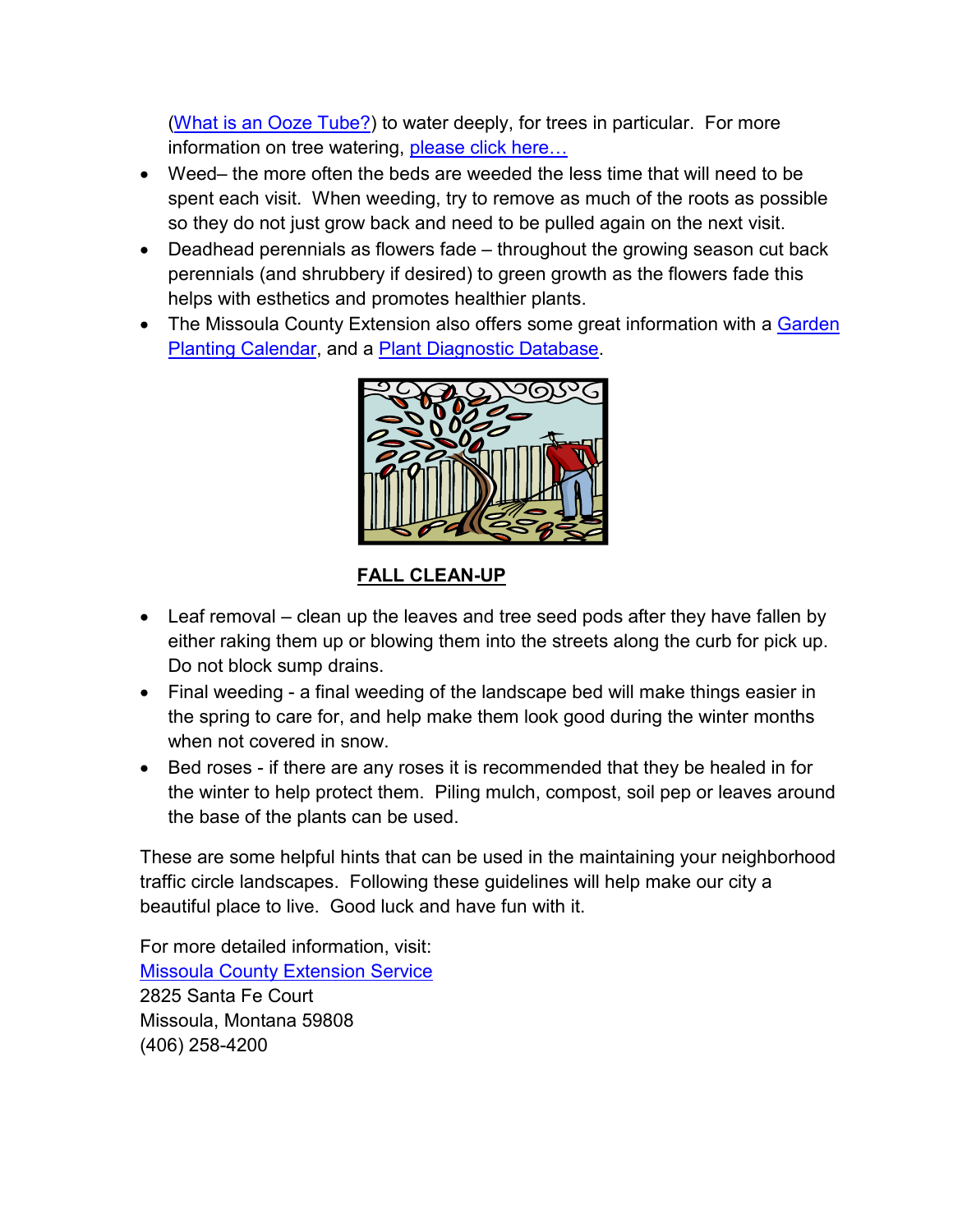(What is an Ooze Tube?) to water deeply, for trees in particular. For more information on tree watering, please click here…

- Weed– the more often the beds are weeded the less time that will need to be spent each visit. When weeding, try to remove as much of the roots as possible so they do not just grow back and need to be pulled again on the next visit.
- Deadhead perennials as flowers fade – throughout the growing season cut back perennials (and shrubbery if desired) to green growth as the flowers fade this helps with esthetics and promotes healthier plants.
- The Missoula County Extension also offers some great information with a Garden Planting Calendar, and a Plant Diagnostic Database.

**FALL CLEAN-UP**

- Leaf removal – clean up the leaves and tree seed pods after they have fallen by either raking them up or blowing them into the streets along the curb for pick up. Do not block sump drains.
- Final weeding - a final weeding of the landscape bed will make things easier in the spring to care for, and help make them look good during the winter months when not covered in snow.
- Bed roses - if there are any roses it is recommended that they be healed in for the winter to help protect them. Piling mulch, compost, soil pep or leaves around the base of the plants can be used.

These are some helpful hints that can be used in the maintaining your neighborhood traffic circle landscapes. Following these guidelines will help make our city a beautiful place to live. Good luck and have fun with it.

For more detailed information, visit:
Missoula County Extension Service
2825 Santa Fe Court
Missoula, Montana 59808
(406) 258-4200